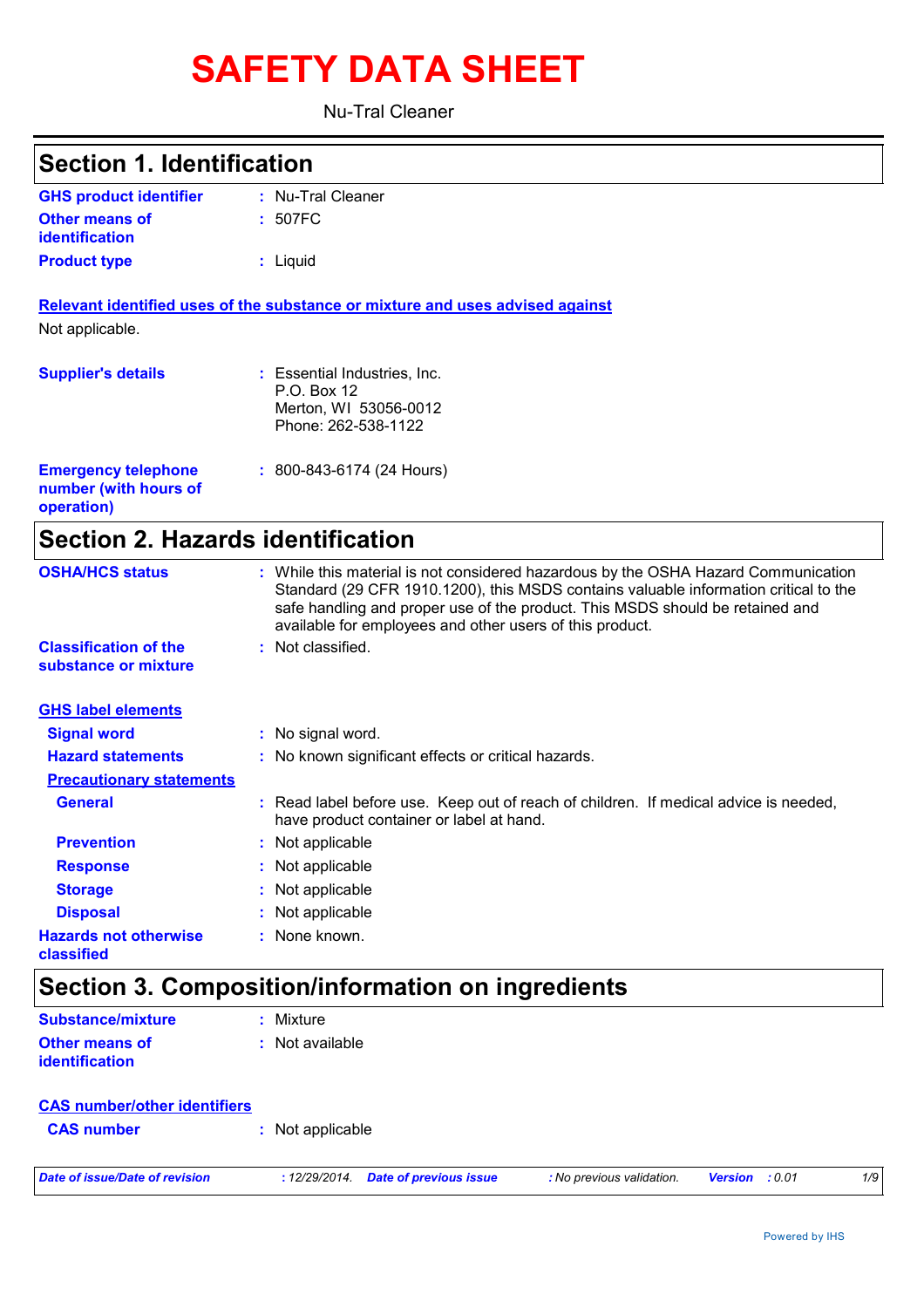# SAFETY DATA SHEET

Nu-Tral Cleaner

## Section 1. Identification

**GHS product identifier** : Nu-Tral Cleaner

**Other means of identification** : 507FC

**Product type** : Liquid

**Relevant identified uses of the substance or mixture and uses advised against**

Not applicable.

**Supplier's details** : Essential Industries, Inc.
P.O. Box 12
Merton, WI 53056-0012
Phone: 262-538-1122

**Emergency telephone number (with hours of operation)** : 800-843-6174 (24 Hours)

## Section 2. Hazards identification

**OSHA/HCS status** : While this material is not considered hazardous by the OSHA Hazard Communication Standard (29 CFR 1910.1200), this MSDS contains valuable information critical to the safe handling and proper use of the product. This MSDS should be retained and available for employees and other users of this product.

**Classification of the substance or mixture** : Not classified.

**GHS label elements**

**Signal word** : No signal word.

**Hazard statements** : No known significant effects or critical hazards.

**Precautionary statements**

**General** : Read label before use. Keep out of reach of children. If medical advice is needed, have product container or label at hand.

**Prevention** : Not applicable

**Response** : Not applicable

**Storage** : Not applicable

**Disposal** : Not applicable

**Hazards not otherwise classified** : None known.

## Section 3. Composition/information on ingredients

**Substance/mixture** : Mixture

**Other means of identification** : Not available

**CAS number/other identifiers**

**CAS number** : Not applicable

| Date of issue/Date of revision | : 12/29/2014. | Date of previous issue | : No previous validation. | Version | : 0.01 |
|---|---|---|---|---|---|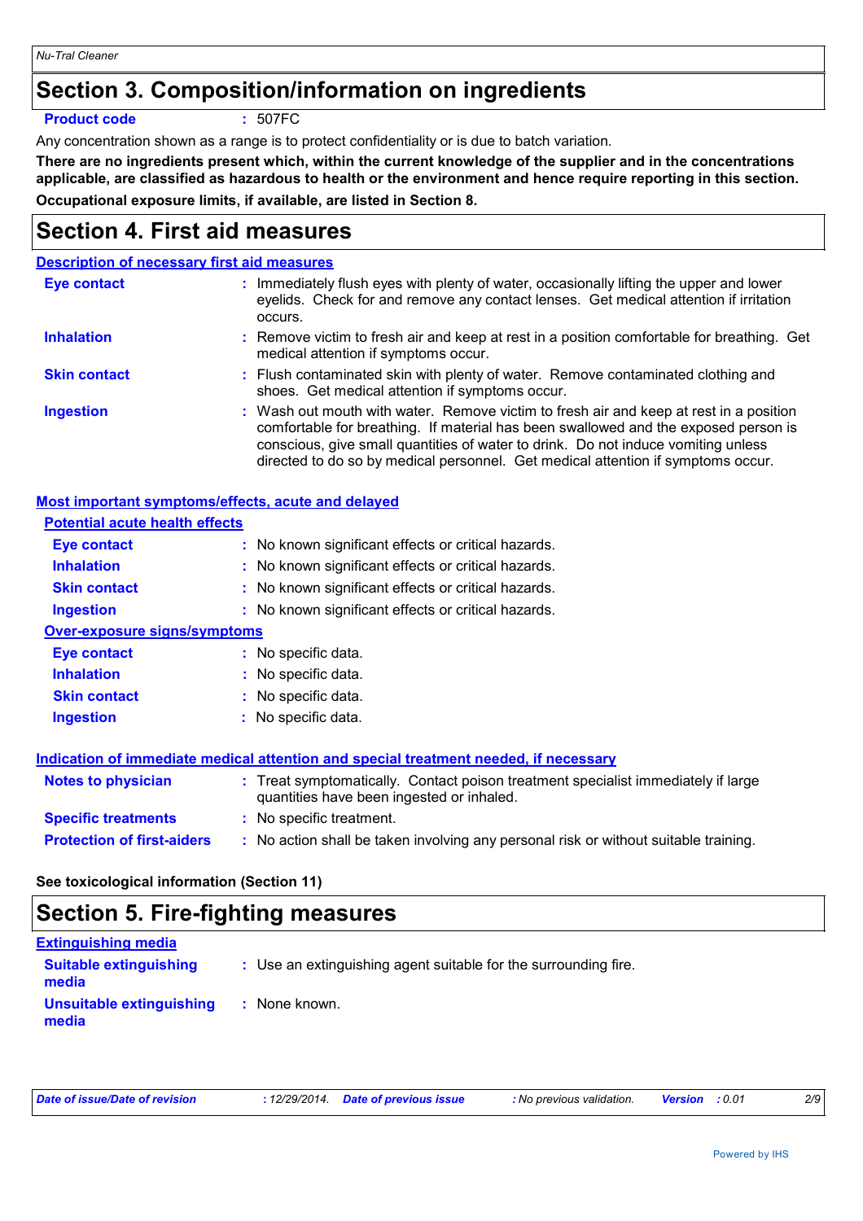# Section 3. Composition/information on ingredients

**Product code** : 507FC

Any concentration shown as a range is to protect confidentiality or is due to batch variation.

**There are no ingredients present which, within the current knowledge of the supplier and in the concentrations applicable, are classified as hazardous to health or the environment and hence require reporting in this section.**

**Occupational exposure limits, if available, are listed in Section 8.**

# Section 4. First aid measures

## Description of necessary first aid measures

**Eye contact** : Immediately flush eyes with plenty of water, occasionally lifting the upper and lower eyelids. Check for and remove any contact lenses. Get medical attention if irritation occurs.

**Inhalation** : Remove victim to fresh air and keep at rest in a position comfortable for breathing. Get medical attention if symptoms occur.

**Skin contact** : Flush contaminated skin with plenty of water. Remove contaminated clothing and shoes. Get medical attention if symptoms occur.

**Ingestion** : Wash out mouth with water. Remove victim to fresh air and keep at rest in a position comfortable for breathing. If material has been swallowed and the exposed person is conscious, give small quantities of water to drink. Do not induce vomiting unless directed to do so by medical personnel. Get medical attention if symptoms occur.

## Most important symptoms/effects, acute and delayed

### Potential acute health effects

**Eye contact** : No known significant effects or critical hazards.

**Inhalation** : No known significant effects or critical hazards.

**Skin contact** : No known significant effects or critical hazards.

**Ingestion** : No known significant effects or critical hazards.

### Over-exposure signs/symptoms

**Eye contact** : No specific data.

**Inhalation** : No specific data.

**Skin contact** : No specific data.

**Ingestion** : No specific data.

## Indication of immediate medical attention and special treatment needed, if necessary

**Notes to physician** : Treat symptomatically. Contact poison treatment specialist immediately if large quantities have been ingested or inhaled.

**Specific treatments** : No specific treatment.

**Protection of first-aiders** : No action shall be taken involving any personal risk or without suitable training.

**See toxicological information (Section 11)**

# Section 5. Fire-fighting measures

## Extinguishing media

**Suitable extinguishing media** : Use an extinguishing agent suitable for the surrounding fire.

**Unsuitable extinguishing media** : None known.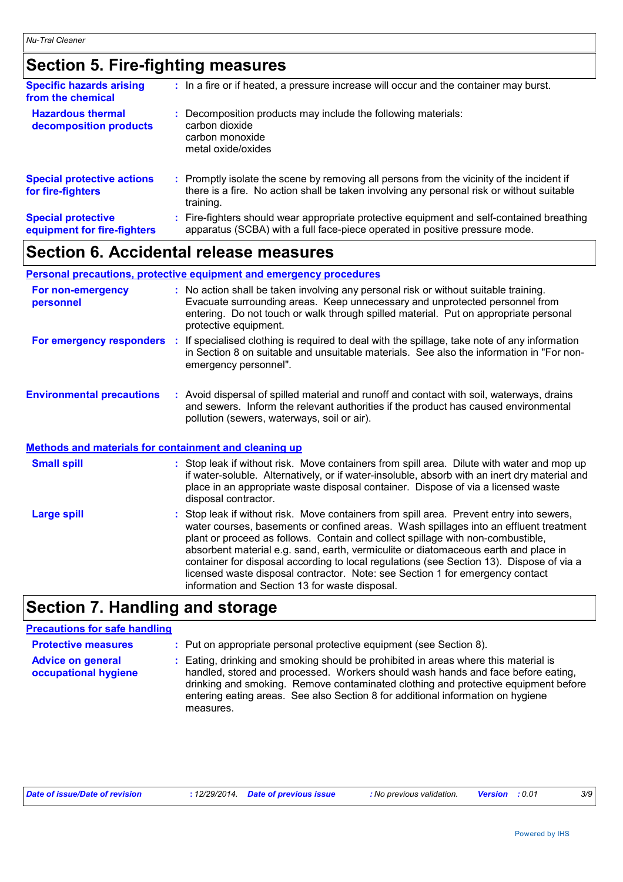## Section 5. Fire-fighting measures

**Specific hazards arising from the chemical** : In a fire or if heated, a pressure increase will occur and the container may burst.

**Hazardous thermal decomposition products** : Decomposition products may include the following materials:
carbon dioxide
carbon monoxide
metal oxide/oxides

**Special protective actions for fire-fighters** : Promptly isolate the scene by removing all persons from the vicinity of the incident if there is a fire. No action shall be taken involving any personal risk or without suitable training.

**Special protective equipment for fire-fighters** : Fire-fighters should wear appropriate protective equipment and self-contained breathing apparatus (SCBA) with a full face-piece operated in positive pressure mode.

## Section 6. Accidental release measures

### Personal precautions, protective equipment and emergency procedures

**For non-emergency personnel** : No action shall be taken involving any personal risk or without suitable training. Evacuate surrounding areas. Keep unnecessary and unprotected personnel from entering. Do not touch or walk through spilled material. Put on appropriate personal protective equipment.

**For emergency responders** : If specialised clothing is required to deal with the spillage, take note of any information in Section 8 on suitable and unsuitable materials. See also the information in "For non-emergency personnel".

**Environmental precautions** : Avoid dispersal of spilled material and runoff and contact with soil, waterways, drains and sewers. Inform the relevant authorities if the product has caused environmental pollution (sewers, waterways, soil or air).

### Methods and materials for containment and cleaning up

**Small spill** : Stop leak if without risk. Move containers from spill area. Dilute with water and mop up if water-soluble. Alternatively, or if water-insoluble, absorb with an inert dry material and place in an appropriate waste disposal container. Dispose of via a licensed waste disposal contractor.

**Large spill** : Stop leak if without risk. Move containers from spill area. Prevent entry into sewers, water courses, basements or confined areas. Wash spillages into an effluent treatment plant or proceed as follows. Contain and collect spillage with non-combustible, absorbent material e.g. sand, earth, vermiculite or diatomaceous earth and place in container for disposal according to local regulations (see Section 13). Dispose of via a licensed waste disposal contractor. Note: see Section 1 for emergency contact information and Section 13 for waste disposal.

## Section 7. Handling and storage

### Precautions for safe handling

**Protective measures** : Put on appropriate personal protective equipment (see Section 8).

**Advice on general occupational hygiene** : Eating, drinking and smoking should be prohibited in areas where this material is handled, stored and processed. Workers should wash hands and face before eating, drinking and smoking. Remove contaminated clothing and protective equipment before entering eating areas. See also Section 8 for additional information on hygiene measures.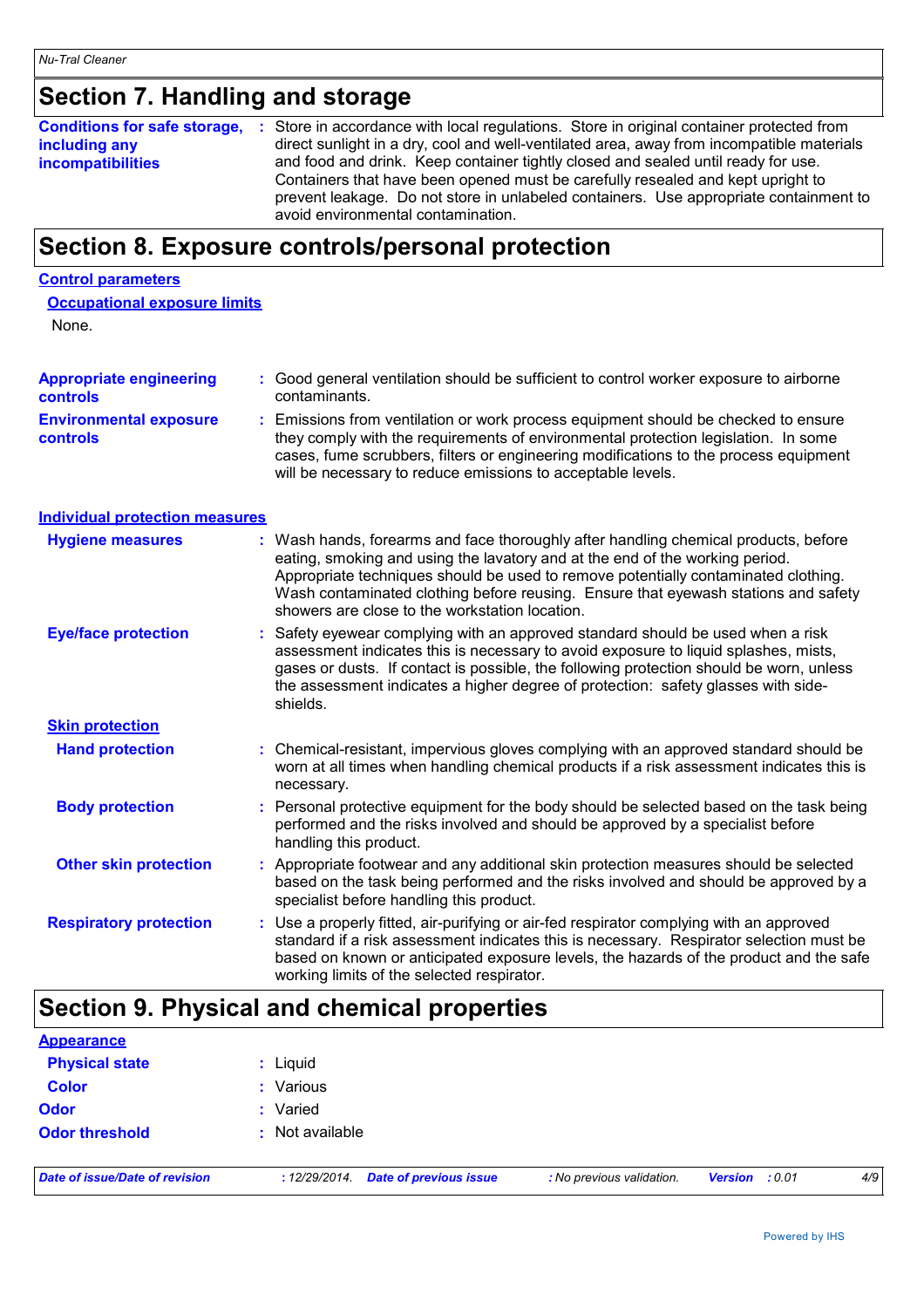## Section 7. Handling and storage

**Conditions for safe storage, including any incompatibilities** : Store in accordance with local regulations. Store in original container protected from direct sunlight in a dry, cool and well-ventilated area, away from incompatible materials and food and drink. Keep container tightly closed and sealed until ready for use. Containers that have been opened must be carefully resealed and kept upright to prevent leakage. Do not store in unlabeled containers. Use appropriate containment to avoid environmental contamination.

## Section 8. Exposure controls/personal protection

### Control parameters

#### Occupational exposure limits

None.

**Appropriate engineering controls** : Good general ventilation should be sufficient to control worker exposure to airborne contaminants.

**Environmental exposure controls** : Emissions from ventilation or work process equipment should be checked to ensure they comply with the requirements of environmental protection legislation. In some cases, fume scrubbers, filters or engineering modifications to the process equipment will be necessary to reduce emissions to acceptable levels.

### Individual protection measures

**Hygiene measures** : Wash hands, forearms and face thoroughly after handling chemical products, before eating, smoking and using the lavatory and at the end of the working period. Appropriate techniques should be used to remove potentially contaminated clothing. Wash contaminated clothing before reusing. Ensure that eyewash stations and safety showers are close to the workstation location.

**Eye/face protection** : Safety eyewear complying with an approved standard should be used when a risk assessment indicates this is necessary to avoid exposure to liquid splashes, mists, gases or dusts. If contact is possible, the following protection should be worn, unless the assessment indicates a higher degree of protection: safety glasses with side-shields.

#### Skin protection

**Hand protection** : Chemical-resistant, impervious gloves complying with an approved standard should be worn at all times when handling chemical products if a risk assessment indicates this is necessary.

**Body protection** : Personal protective equipment for the body should be selected based on the task being performed and the risks involved and should be approved by a specialist before handling this product.

**Other skin protection** : Appropriate footwear and any additional skin protection measures should be selected based on the task being performed and the risks involved and should be approved by a specialist before handling this product.

**Respiratory protection** : Use a properly fitted, air-purifying or air-fed respirator complying with an approved standard if a risk assessment indicates this is necessary. Respirator selection must be based on known or anticipated exposure levels, the hazards of the product and the safe working limits of the selected respirator.

## Section 9. Physical and chemical properties

### Appearance

**Physical state** : Liquid

**Color** : Various

**Odor** : Varied

**Odor threshold** : Not available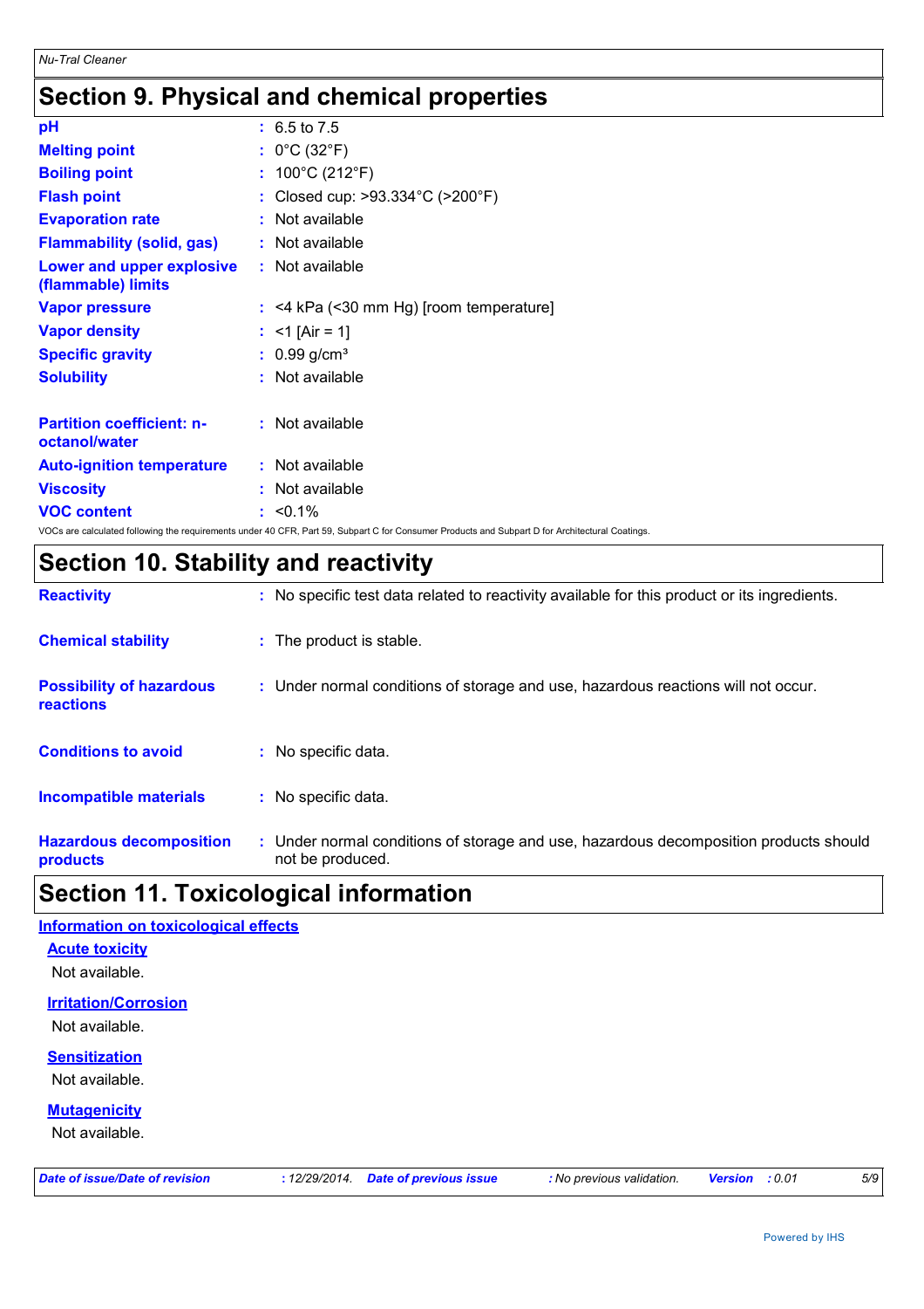## Section 9. Physical and chemical properties

| | |
|---|---|
| **pH** | : 6.5 to 7.5 |
| **Melting point** | : 0°C (32°F) |
| **Boiling point** | : 100°C (212°F) |
| **Flash point** | : Closed cup: >93.334°C (>200°F) |
| **Evaporation rate** | : Not available |
| **Flammability (solid, gas)** | : Not available |
| **Lower and upper explosive (flammable) limits** | : Not available |
| **Vapor pressure** | : <4 kPa (<30 mm Hg) [room temperature] |
| **Vapor density** | : <1 [Air = 1] |
| **Specific gravity** | : 0.99 g/cm³ |
| **Solubility** | : Not available |
| **Partition coefficient: n-octanol/water** | : Not available |
| **Auto-ignition temperature** | : Not available |
| **Viscosity** | : Not available |
| **VOC content** | : <0.1% |

VOCs are calculated following the requirements under 40 CFR, Part 59, Subpart C for Consumer Products and Subpart D for Architectural Coatings.

## Section 10. Stability and reactivity

| | |
|---|---|
| **Reactivity** | : No specific test data related to reactivity available for this product or its ingredients. |
| **Chemical stability** | : The product is stable. |
| **Possibility of hazardous reactions** | : Under normal conditions of storage and use, hazardous reactions will not occur. |
| **Conditions to avoid** | : No specific data. |
| **Incompatible materials** | : No specific data. |
| **Hazardous decomposition products** | : Under normal conditions of storage and use, hazardous decomposition products should not be produced. |

## Section 11. Toxicological information

### Information on toxicological effects

**Acute toxicity**

Not available.

**Irritation/Corrosion**

Not available.

**Sensitization**

Not available.

**Mutagenicity**

Not available.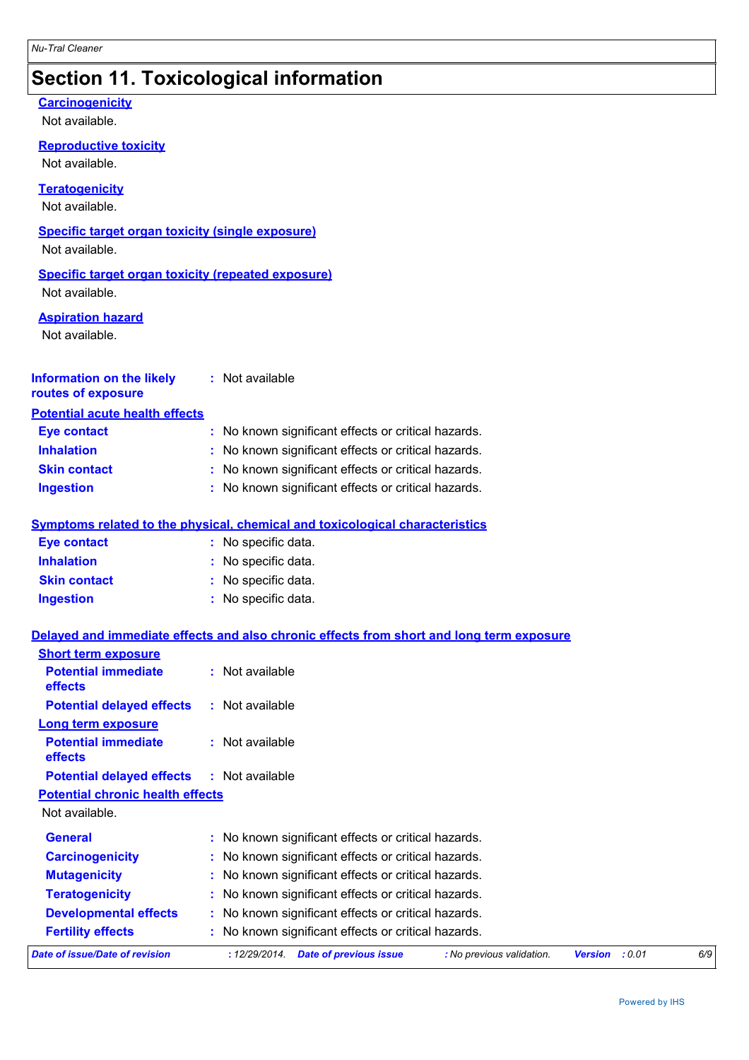# Section 11. Toxicological information

**Carcinogenicity**

Not available.

**Reproductive toxicity**

Not available.

**Teratogenicity**

Not available.

**Specific target organ toxicity (single exposure)**

Not available.

**Specific target organ toxicity (repeated exposure)**

Not available.

**Aspiration hazard**

Not available.

**Information on the likely routes of exposure** : Not available

**Potential acute health effects**

- **Eye contact** : No known significant effects or critical hazards.
- **Inhalation** : No known significant effects or critical hazards.
- **Skin contact** : No known significant effects or critical hazards.
- **Ingestion** : No known significant effects or critical hazards.

**Symptoms related to the physical, chemical and toxicological characteristics**

- **Eye contact** : No specific data.
- **Inhalation** : No specific data.
- **Skin contact** : No specific data.
- **Ingestion** : No specific data.

**Delayed and immediate effects and also chronic effects from short and long term exposure**

**Short term exposure**

- **Potential immediate effects** : Not available
- **Potential delayed effects** : Not available

**Long term exposure**

- **Potential immediate effects** : Not available
- **Potential delayed effects** : Not available

**Potential chronic health effects**

Not available.

- **General** : No known significant effects or critical hazards.
- **Carcinogenicity** : No known significant effects or critical hazards.
- **Mutagenicity** : No known significant effects or critical hazards.
- **Teratogenicity** : No known significant effects or critical hazards.
- **Developmental effects** : No known significant effects or critical hazards.
- **Fertility effects** : No known significant effects or critical hazards.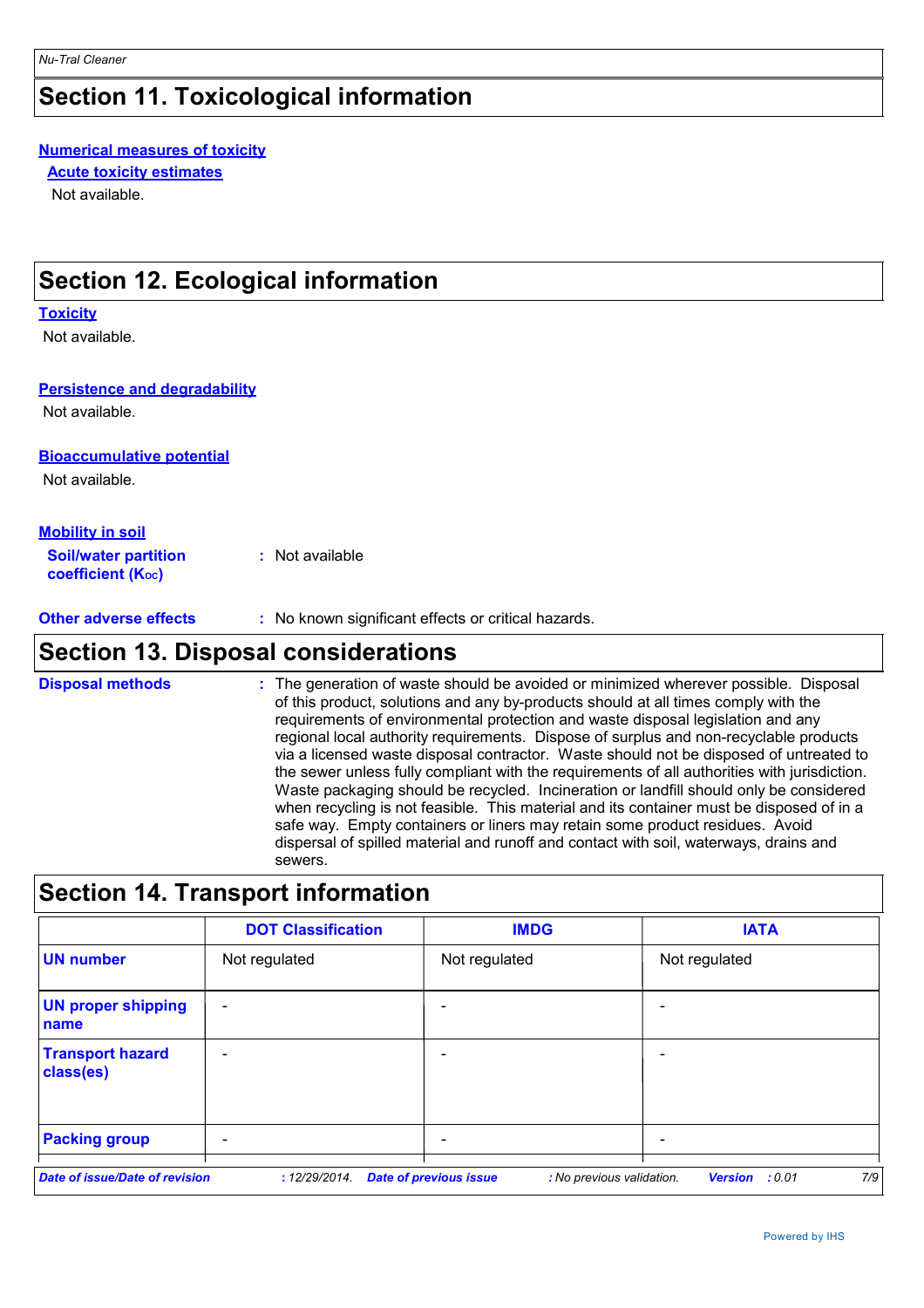# Section 11. Toxicological information

**Numerical measures of toxicity**

**Acute toxicity estimates**

Not available.

# Section 12. Ecological information

**Toxicity**

Not available.

**Persistence and degradability**

Not available.

**Bioaccumulative potential**

Not available.

**Mobility in soil**

**Soil/water partition coefficient ($K_{OC}$)** : Not available

**Other adverse effects** : No known significant effects or critical hazards.

# Section 13. Disposal considerations

**Disposal methods** : The generation of waste should be avoided or minimized wherever possible. Disposal of this product, solutions and any by-products should at all times comply with the requirements of environmental protection and waste disposal legislation and any regional local authority requirements. Dispose of surplus and non-recyclable products via a licensed waste disposal contractor. Waste should not be disposed of untreated to the sewer unless fully compliant with the requirements of all authorities with jurisdiction. Waste packaging should be recycled. Incineration or landfill should only be considered when recycling is not feasible. This material and its container must be disposed of in a safe way. Empty containers or liners may retain some product residues. Avoid dispersal of spilled material and runoff and contact with soil, waterways, drains and sewers.

# Section 14. Transport information

| | DOT Classification | IMDG | IATA |
|---|---|---|---|
| **UN number** | Not regulated | Not regulated | Not regulated |
| **UN proper shipping name** | - | - | - |
| **Transport hazard class(es)** | - | - | - |
| **Packing group** | - | - | - |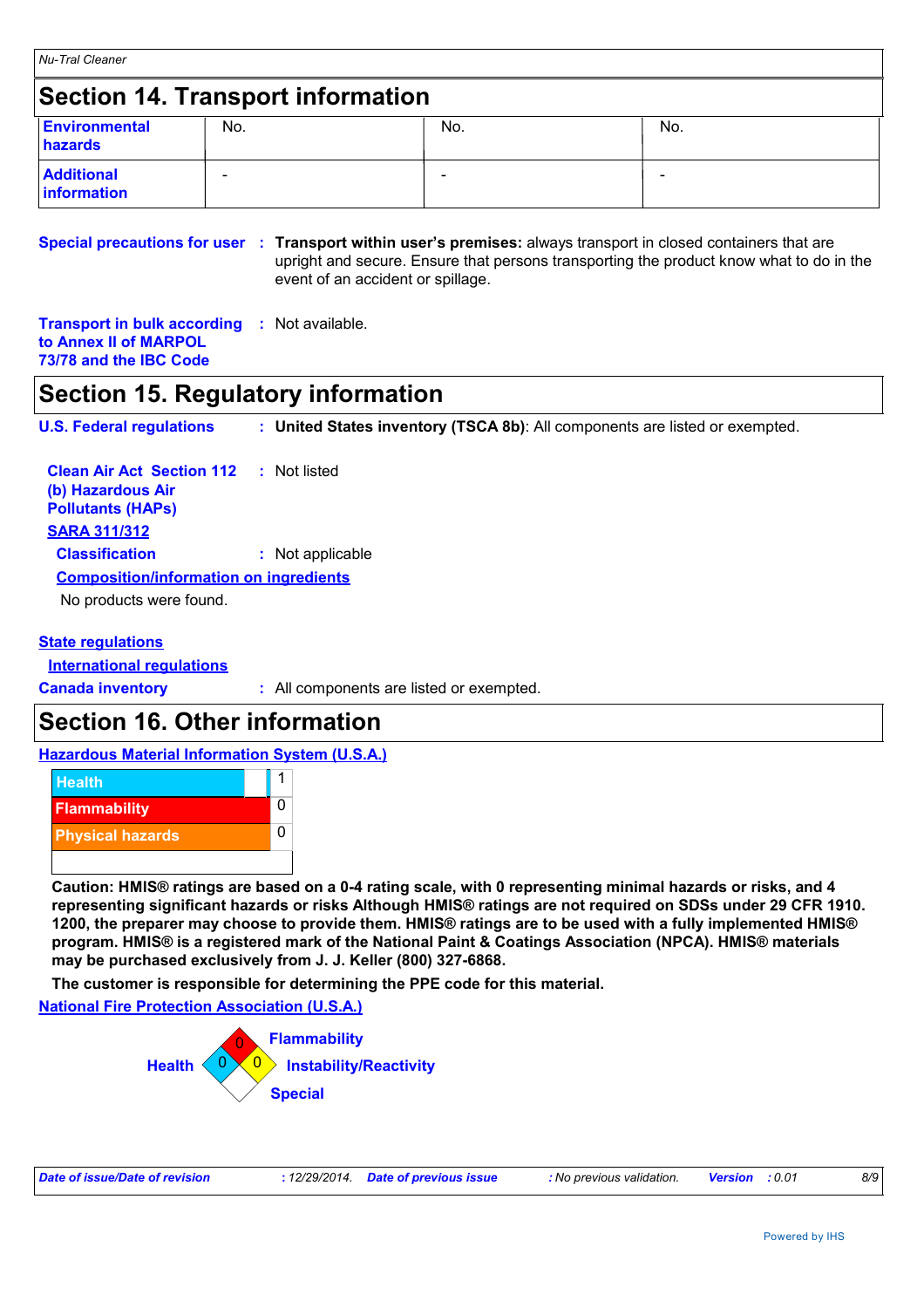## Section 14. Transport information

| | | | |
|---|---|---|---|
| **Environmental hazards** | No. | No. | No. |
| **Additional information** | - | - | - |

**Special precautions for user** : **Transport within user's premises:** always transport in closed containers that are upright and secure. Ensure that persons transporting the product know what to do in the event of an accident or spillage.

**Transport in bulk according to Annex II of MARPOL 73/78 and the IBC Code** : Not available.

## Section 15. Regulatory information

**U.S. Federal regulations** : **United States inventory (TSCA 8b)**: All components are listed or exempted.

**Clean Air Act Section 112 (b) Hazardous Air Pollutants (HAPs)** : Not listed

**SARA 311/312**

**Classification** : Not applicable

**Composition/information on ingredients**

No products were found.

**State regulations**

**International regulations**

**Canada inventory** : All components are listed or exempted.

## Section 16. Other information

**Hazardous Material Information System (U.S.A.)**

| | |
|---|---|
| Health | 1 |
| Flammability | 0 |
| Physical hazards | 0 |

**Caution: HMIS® ratings are based on a 0-4 rating scale, with 0 representing minimal hazards or risks, and 4 representing significant hazards or risks Although HMIS® ratings are not required on SDSs under 29 CFR 1910. 1200, the preparer may choose to provide them. HMIS® ratings are to be used with a fully implemented HMIS® program. HMIS® is a registered mark of the National Paint & Coatings Association (NPCA). HMIS® materials may be purchased exclusively from J. J. Keller (800) 327-6868.**

**The customer is responsible for determining the PPE code for this material.**

**National Fire Protection Association (U.S.A.)**

Flammability 0

Health 0

Instability/Reactivity 0

Special

*Date of issue/Date of revision* : 12/29/2014. *Date of previous issue* : No previous validation. *Version* : 0.01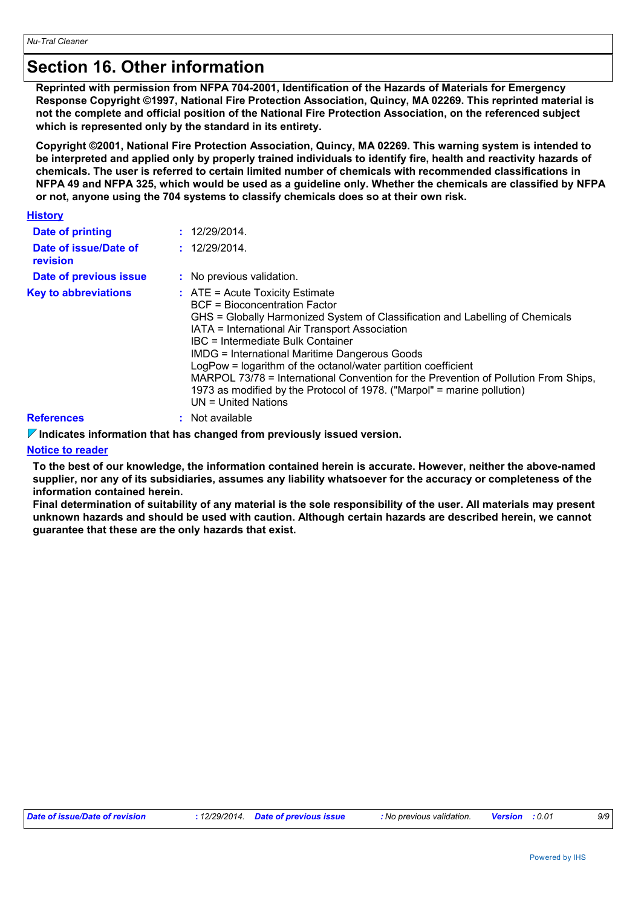# Section 16. Other information

**Reprinted with permission from NFPA 704-2001, Identification of the Hazards of Materials for Emergency Response Copyright ©1997, National Fire Protection Association, Quincy, MA 02269. This reprinted material is not the complete and official position of the National Fire Protection Association, on the referenced subject which is represented only by the standard in its entirety.**

**Copyright ©2001, National Fire Protection Association, Quincy, MA 02269. This warning system is intended to be interpreted and applied only by properly trained individuals to identify fire, health and reactivity hazards of chemicals. The user is referred to certain limited number of chemicals with recommended classifications in NFPA 49 and NFPA 325, which would be used as a guideline only. Whether the chemicals are classified by NFPA or not, anyone using the 704 systems to classify chemicals does so at their own risk.**

## History

**Date of printing** : 12/29/2014.

**Date of issue/Date of revision** : 12/29/2014.

**Date of previous issue** : No previous validation.

**Key to abbreviations** :
ATE = Acute Toxicity Estimate
BCF = Bioconcentration Factor
GHS = Globally Harmonized System of Classification and Labelling of Chemicals
IATA = International Air Transport Association
IBC = Intermediate Bulk Container
IMDG = International Maritime Dangerous Goods
LogPow = logarithm of the octanol/water partition coefficient
MARPOL 73/78 = International Convention for the Prevention of Pollution From Ships, 1973 as modified by the Protocol of 1978. ("Marpol" = marine pollution)
UN = United Nations

**References** : Not available

**Indicates information that has changed from previously issued version.**

## Notice to reader

**To the best of our knowledge, the information contained herein is accurate. However, neither the above-named supplier, nor any of its subsidiaries, assumes any liability whatsoever for the accuracy or completeness of the information contained herein.**
**Final determination of suitability of any material is the sole responsibility of the user. All materials may present unknown hazards and should be used with caution. Although certain hazards are described herein, we cannot guarantee that these are the only hazards that exist.**